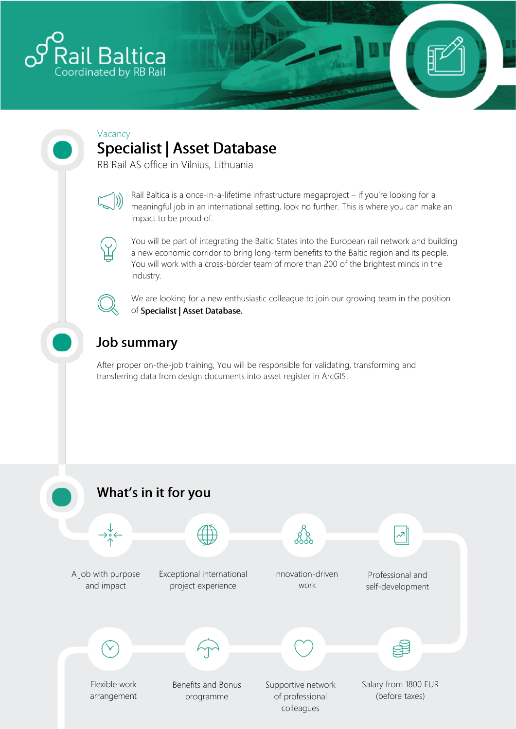Rail Baltica
Coordinated by RB Rail

Vacancy

# Specialist | Asset Database

RB Rail AS office in Vilnius, Lithuania

Rail Baltica is a once-in-a-lifetime infrastructure megaproject – if you're looking for a meaningful job in an international setting, look no further. This is where you can make an impact to be proud of.

You will be part of integrating the Baltic States into the European rail network and building a new economic corridor to bring long-term benefits to the Baltic region and its people. You will work with a cross-border team of more than 200 of the brightest minds in the industry.

We are looking for a new enthusiastic colleague to join our growing team in the position of **Specialist | Asset Database.**

## Job summary

After proper on-the-job training, You will be responsible for validating, transforming and transferring data from design documents into asset register in ArcGIS.

## What's in it for you

- A job with purpose and impact
- Exceptional international project experience
- Innovation-driven work
- Professional and self-development
- Flexible work arrangement
- Benefits and Bonus programme
- Supportive network of professional colleagues
- Salary from 1800 EUR (before taxes)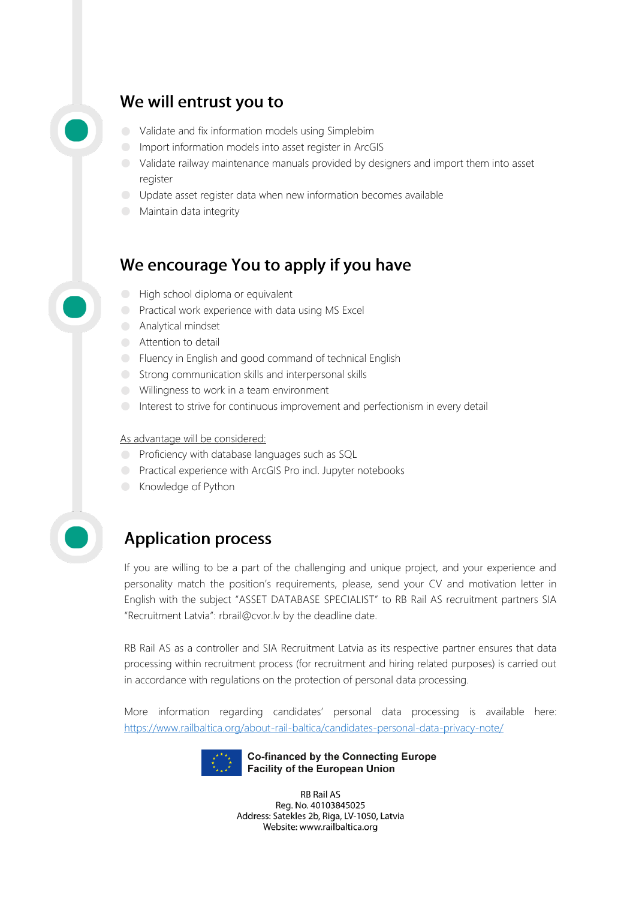## We will entrust you to

- Validate and fix information models using Simplebim
- Import information models into asset register in ArcGIS
- Validate railway maintenance manuals provided by designers and import them into asset register
- Update asset register data when new information becomes available
- Maintain data integrity

## We encourage You to apply if you have

- High school diploma or equivalent
- Practical work experience with data using MS Excel
- Analytical mindset
- Attention to detail
- Fluency in English and good command of technical English
- Strong communication skills and interpersonal skills
- Willingness to work in a team environment
- Interest to strive for continuous improvement and perfectionism in every detail

As advantage will be considered:

- Proficiency with database languages such as SQL
- Practical experience with ArcGIS Pro incl. Jupyter notebooks
- Knowledge of Python

## Application process

If you are willing to be a part of the challenging and unique project, and your experience and personality match the position's requirements, please, send your CV and motivation letter in English with the subject "ASSET DATABASE SPECIALIST" to RB Rail AS recruitment partners SIA "Recruitment Latvia": rbrail@cvor.lv by the deadline date.

RB Rail AS as a controller and SIA Recruitment Latvia as its respective partner ensures that data processing within recruitment process (for recruitment and hiring related purposes) is carried out in accordance with regulations on the protection of personal data processing.

More information regarding candidates' personal data processing is available here: https://www.railbaltica.org/about-rail-baltica/candidates-personal-data-privacy-note/

**Co-financed by the Connecting Europe Facility of the European Union**

RB Rail AS
Reg. No. 40103845025
Address: Satekles 2b, Riga, LV-1050, Latvia
Website: www.railbaltica.org